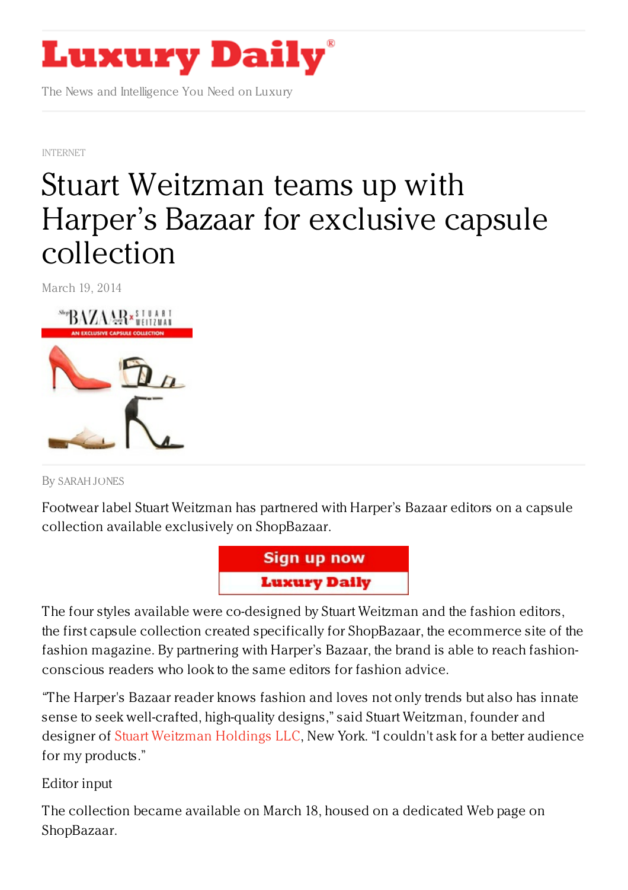# Luxury Daily

The News and Intelligence You Need on Luxury

INTERNET

# Stuart Weitzman teams up with Harper's Bazaar for exclusive capsule collection

March 19, 2014

By SARAH JONES

Footwear label Stuart Weitzman has partnered with Harper's Bazaar editors on a capsule collection available exclusively on ShopBazaar.

The four styles available were co-designed by Stuart Weitzman and the fashion editors, the first capsule collection created specifically for ShopBazaar, the ecommerce site of the fashion magazine. By partnering with Harper's Bazaar, the brand is able to reach fashion-conscious readers who look to the same editors for fashion advice.

"The Harper's Bazaar reader knows fashion and loves not only trends but also has innate sense to seek well-crafted, high-quality designs," said Stuart Weitzman, founder and designer of Stuart Weitzman Holdings LLC, New York. "I couldn't ask for a better audience for my products."

Editor input

The collection became available on March 18, housed on a dedicated Web page on ShopBazaar.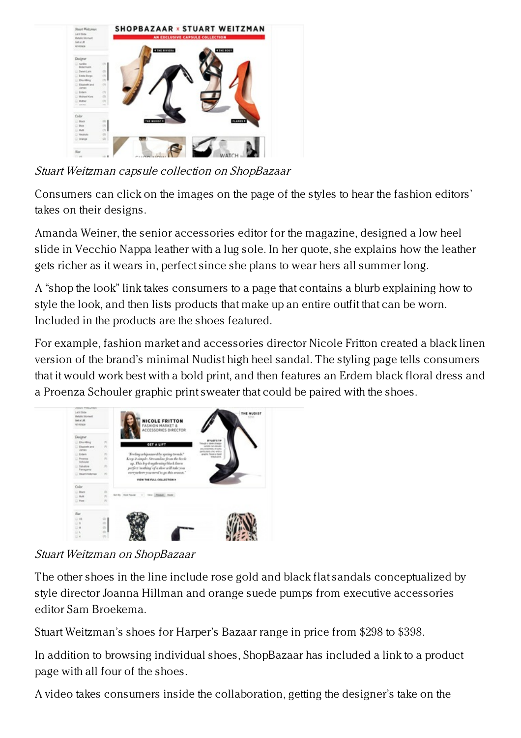*Stuart Weitzman capsule collection on ShopBazaar*

Consumers can click on the images on the page of the styles to hear the fashion editors' takes on their designs.

Amanda Weiner, the senior accessories editor for the magazine, designed a low heel slide in Vecchio Nappa leather with a lug sole. In her quote, she explains how the leather gets richer as it wears in, perfect since she plans to wear hers all summer long.

A "shop the look" link takes consumers to a page that contains a blurb explaining how to style the look, and then lists products that make up an entire outfit that can be worn. Included in the products are the shoes featured.

For example, fashion market and accessories director Nicole Fritton created a black linen version of the brand's minimal Nudist high heel sandal. The styling page tells consumers that it would work best with a bold print, and then features an Erdem black floral dress and a Proenza Schouler graphic print sweater that could be paired with the shoes.

*Stuart Weitzman on ShopBazaar*

The other shoes in the line include rose gold and black flat sandals conceptualized by style director Joanna Hillman and orange suede pumps from executive accessories editor Sam Broekema.

Stuart Weitzman's shoes for Harper's Bazaar range in price from $298 to $398.

In addition to browsing individual shoes, ShopBazaar has included a link to a product page with all four of the shoes.

A video takes consumers inside the collaboration, getting the designer's take on the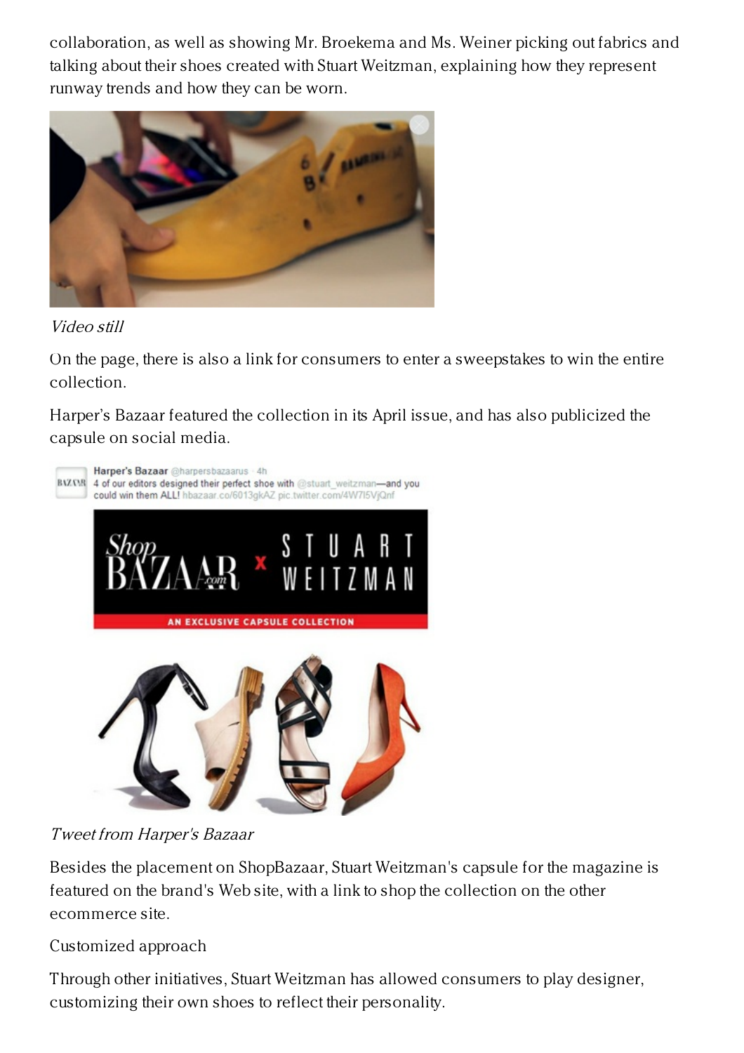collaboration, as well as showing Mr. Broekema and Ms. Weiner picking out fabrics and talking about their shoes created with Stuart Weitzman, explaining how they represent runway trends and how they can be worn.

*Video still*

On the page, there is also a link for consumers to enter a sweepstakes to win the entire collection.

Harper's Bazaar featured the collection in its April issue, and has also publicized the capsule on social media.

*Tweet from Harper's Bazaar*

Besides the placement on ShopBazaar, Stuart Weitzman's capsule for the magazine is featured on the brand's Web site, with a link to shop the collection on the other ecommerce site.

Customized approach

Through other initiatives, Stuart Weitzman has allowed consumers to play designer, customizing their own shoes to reflect their personality.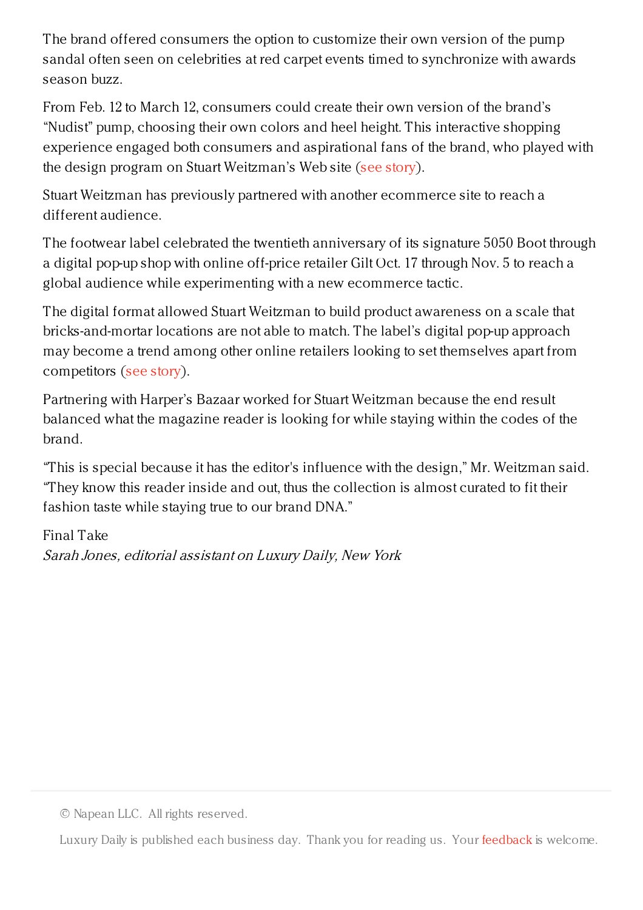The brand offered consumers the option to customize their own version of the pump sandal often seen on celebrities at red carpet events timed to synchronize with awards season buzz.

From Feb. 12 to March 12, consumers could create their own version of the brand's "Nudist" pump, choosing their own colors and heel height. This interactive shopping experience engaged both consumers and aspirational fans of the brand, who played with the design program on Stuart Weitzman's Web site (see story).

Stuart Weitzman has previously partnered with another ecommerce site to reach a different audience.

The footwear label celebrated the twentieth anniversary of its signature 5050 Boot through a digital pop-up shop with online off-price retailer Gilt Oct. 17 through Nov. 5 to reach a global audience while experimenting with a new ecommerce tactic.

The digital format allowed Stuart Weitzman to build product awareness on a scale that bricks-and-mortar locations are not able to match. The label's digital pop-up approach may become a trend among other online retailers looking to set themselves apart from competitors (see story).

Partnering with Harper's Bazaar worked for Stuart Weitzman because the end result balanced what the magazine reader is looking for while staying within the codes of the brand.

"This is special because it has the editor's influence with the design," Mr. Weitzman said. "They know this reader inside and out, thus the collection is almost curated to fit their fashion taste while staying true to our brand DNA."

Final Take
*Sarah Jones, editorial assistant on Luxury Daily, New York*

© Napean LLC. All rights reserved.

Luxury Daily is published each business day. Thank you for reading us. Your feedback is welcome.